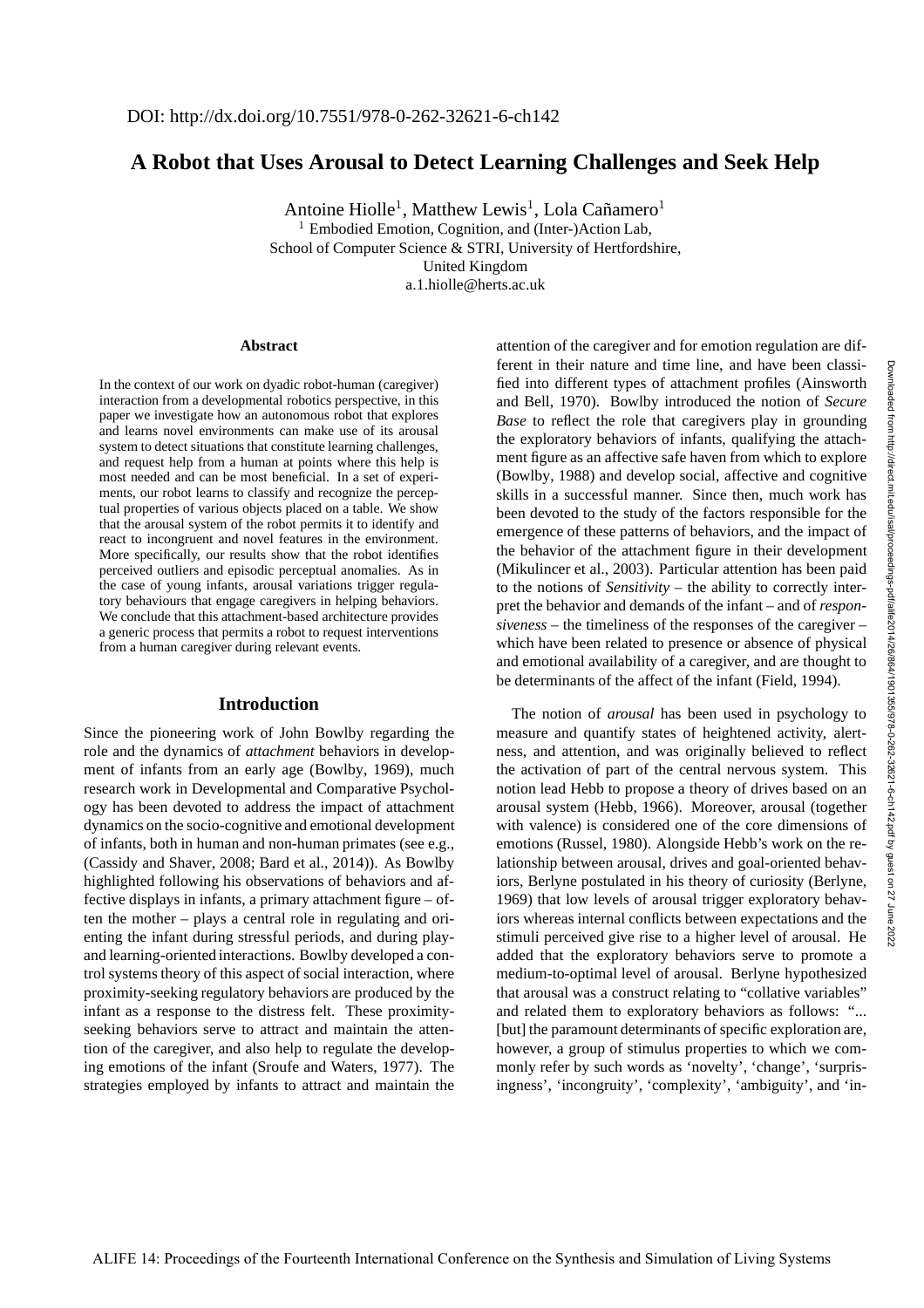DOI: http://dx.doi.org/10.7551/978-0-262-32621-6-ch142

# A Robot that Uses Arousal to Detect Learning Challenges and Seek Help

Antoine Hiolle[1], Matthew Lewis[1], Lola Cañamero[1]

[1] Embodied Emotion, Cognition, and (Inter-)Action Lab,
School of Computer Science & STRI, University of Hertfordshire,
United Kingdom
a.1.hiolle@herts.ac.uk

### Abstract

In the context of our work on dyadic robot-human (caregiver) interaction from a developmental robotics perspective, in this paper we investigate how an autonomous robot that explores and learns novel environments can make use of its arousal system to detect situations that constitute learning challenges, and request help from a human at points where this help is most needed and can be most beneficial. In a set of experiments, our robot learns to classify and recognize the perceptual properties of various objects placed on a table. We show that the arousal system of the robot permits it to identify and react to incongruent and novel features in the environment. More specifically, our results show that the robot identifies perceived outliers and episodic perceptual anomalies. As in the case of young infants, arousal variations trigger regulatory behaviours that engage caregivers in helping behaviors. We conclude that this attachment-based architecture provides a generic process that permits a robot to request interventions from a human caregiver during relevant events.

## Introduction

Since the pioneering work of John Bowlby regarding the role and the dynamics of *attachment* behaviors in development of infants from an early age (Bowlby, 1969), much research work in Developmental and Comparative Psychology has been devoted to address the impact of attachment dynamics on the socio-cognitive and emotional development of infants, both in human and non-human primates (see e.g., (Cassidy and Shaver, 2008; Bard et al., 2014)). As Bowlby highlighted following his observations of behaviors and affective displays in infants, a primary attachment figure – often the mother – plays a central role in regulating and orienting the infant during stressful periods, and during play- and learning-oriented interactions. Bowlby developed a control systems theory of this aspect of social interaction, where proximity-seeking regulatory behaviors are produced by the infant as a response to the distress felt. These proximity-seeking behaviors serve to attract and maintain the attention of the caregiver, and also help to regulate the developing emotions of the infant (Sroufe and Waters, 1977). The strategies employed by infants to attract and maintain the attention of the caregiver and for emotion regulation are different in their nature and time line, and have been classified into different types of attachment profiles (Ainsworth and Bell, 1970). Bowlby introduced the notion of *Secure Base* to reflect the role that caregivers play in grounding the exploratory behaviors of infants, qualifying the attachment figure as an affective safe haven from which to explore (Bowlby, 1988) and develop social, affective and cognitive skills in a successful manner. Since then, much work has been devoted to the study of the factors responsible for the emergence of these patterns of behaviors, and the impact of the behavior of the attachment figure in their development (Mikulincer et al., 2003). Particular attention has been paid to the notions of *Sensitivity* – the ability to correctly interpret the behavior and demands of the infant – and of *responsiveness* – the timeliness of the responses of the caregiver – which have been related to presence or absence of physical and emotional availability of a caregiver, and are thought to be determinants of the affect of the infant (Field, 1994).

The notion of *arousal* has been used in psychology to measure and quantify states of heightened activity, alertness, and attention, and was originally believed to reflect the activation of part of the central nervous system. This notion lead Hebb to propose a theory of drives based on an arousal system (Hebb, 1966). Moreover, arousal (together with valence) is considered one of the core dimensions of emotions (Russel, 1980). Alongside Hebb's work on the relationship between arousal, drives and goal-oriented behaviors, Berlyne postulated in his theory of curiosity (Berlyne, 1969) that low levels of arousal trigger exploratory behaviors whereas internal conflicts between expectations and the stimuli perceived give rise to a higher level of arousal. He added that the exploratory behaviors serve to promote a medium-to-optimal level of arousal. Berlyne hypothesized that arousal was a construct relating to "collative variables" and related them to exploratory behaviors as follows: "... [but] the paramount determinants of specific exploration are, however, a group of stimulus properties to which we commonly refer by such words as 'novelty', 'change', 'surprisingness', 'incongruity', 'complexity', 'ambiguity', and 'in-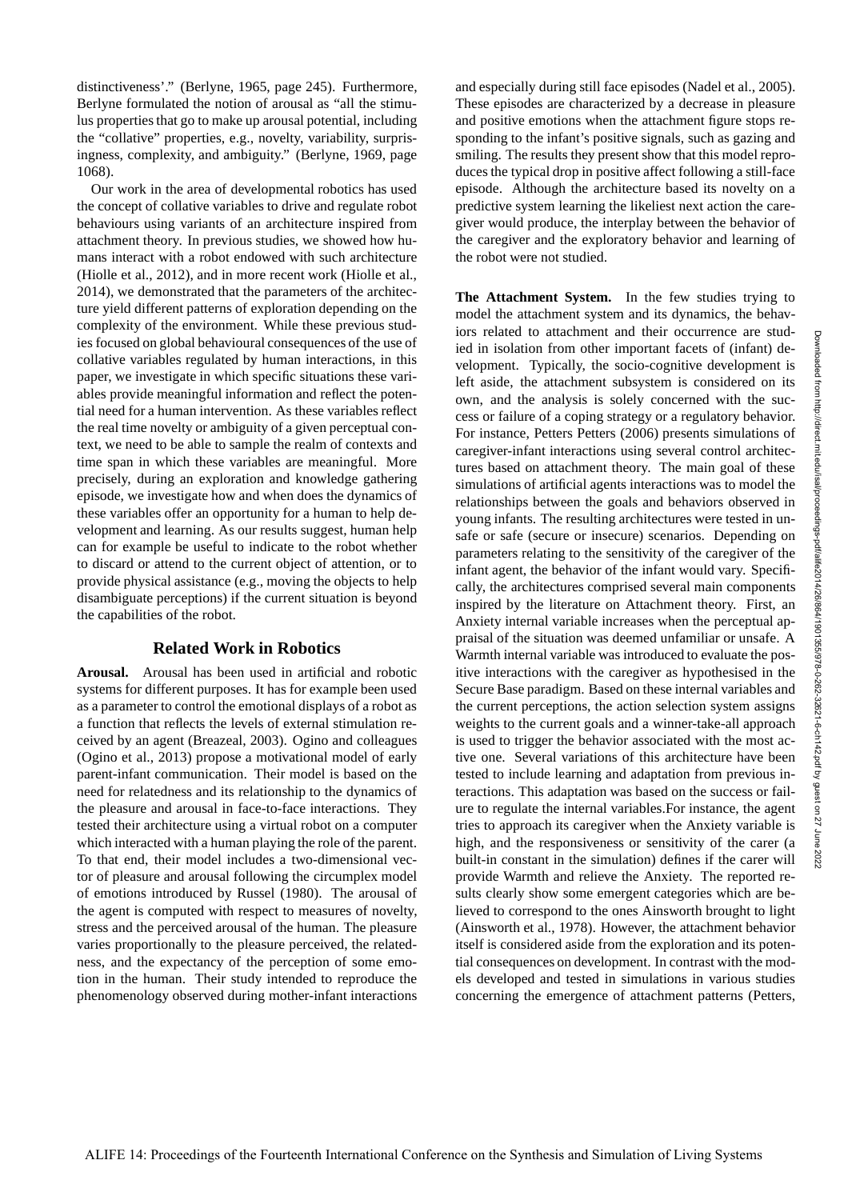distinctiveness'." (Berlyne, 1965, page 245). Furthermore, Berlyne formulated the notion of arousal as "all the stimulus properties that go to make up arousal potential, including the "collative" properties, e.g., novelty, variability, surprisingness, complexity, and ambiguity." (Berlyne, 1969, page 1068).

Our work in the area of developmental robotics has used the concept of collative variables to drive and regulate robot behaviours using variants of an architecture inspired from attachment theory. In previous studies, we showed how humans interact with a robot endowed with such architecture (Hiolle et al., 2012), and in more recent work (Hiolle et al., 2014), we demonstrated that the parameters of the architecture yield different patterns of exploration depending on the complexity of the environment. While these previous studies focused on global behavioural consequences of the use of collative variables regulated by human interactions, in this paper, we investigate in which specific situations these variables provide meaningful information and reflect the potential need for a human intervention. As these variables reflect the real time novelty or ambiguity of a given perceptual context, we need to be able to sample the realm of contexts and time span in which these variables are meaningful. More precisely, during an exploration and knowledge gathering episode, we investigate how and when does the dynamics of these variables offer an opportunity for a human to help development and learning. As our results suggest, human help can for example be useful to indicate to the robot whether to discard or attend to the current object of attention, or to provide physical assistance (e.g., moving the objects to help disambiguate perceptions) if the current situation is beyond the capabilities of the robot.

## Related Work in Robotics

**Arousal.** Arousal has been used in artificial and robotic systems for different purposes. It has for example been used as a parameter to control the emotional displays of a robot as a function that reflects the levels of external stimulation received by an agent (Breazeal, 2003). Ogino and colleagues (Ogino et al., 2013) propose a motivational model of early parent-infant communication. Their model is based on the need for relatedness and its relationship to the dynamics of the pleasure and arousal in face-to-face interactions. They tested their architecture using a virtual robot on a computer which interacted with a human playing the role of the parent. To that end, their model includes a two-dimensional vector of pleasure and arousal following the circumplex model of emotions introduced by Russel (1980). The arousal of the agent is computed with respect to measures of novelty, stress and the perceived arousal of the human. The pleasure varies proportionally to the pleasure perceived, the relatedness, and the expectancy of the perception of some emotion in the human. Their study intended to reproduce the phenomenology observed during mother-infant interactions and especially during still face episodes (Nadel et al., 2005). These episodes are characterized by a decrease in pleasure and positive emotions when the attachment figure stops responding to the infant's positive signals, such as gazing and smiling. The results they present show that this model reproduces the typical drop in positive affect following a still-face episode. Although the architecture based its novelty on a predictive system learning the likeliest next action the caregiver would produce, the interplay between the behavior of the caregiver and the exploratory behavior and learning of the robot were not studied.

**The Attachment System.** In the few studies trying to model the attachment system and its dynamics, the behaviors related to attachment and their occurrence are studied in isolation from other important facets of (infant) development. Typically, the socio-cognitive development is left aside, the attachment subsystem is considered on its own, and the analysis is solely concerned with the success or failure of a coping strategy or a regulatory behavior. For instance, Petters Petters (2006) presents simulations of caregiver-infant interactions using several control architectures based on attachment theory. The main goal of these simulations of artificial agents interactions was to model the relationships between the goals and behaviors observed in young infants. The resulting architectures were tested in unsafe or safe (secure or insecure) scenarios. Depending on parameters relating to the sensitivity of the caregiver of the infant agent, the behavior of the infant would vary. Specifically, the architectures comprised several main components inspired by the literature on Attachment theory. First, an Anxiety internal variable increases when the perceptual appraisal of the situation was deemed unfamiliar or unsafe. A Warmth internal variable was introduced to evaluate the positive interactions with the caregiver as hypothesised in the Secure Base paradigm. Based on these internal variables and the current perceptions, the action selection system assigns weights to the current goals and a winner-take-all approach is used to trigger the behavior associated with the most active one. Several variations of this architecture have been tested to include learning and adaptation from previous interactions. This adaptation was based on the success or failure to regulate the internal variables.For instance, the agent tries to approach its caregiver when the Anxiety variable is high, and the responsiveness or sensitivity of the carer (a built-in constant in the simulation) defines if the carer will provide Warmth and relieve the Anxiety. The reported results clearly show some emergent categories which are believed to correspond to the ones Ainsworth brought to light (Ainsworth et al., 1978). However, the attachment behavior itself is considered aside from the exploration and its potential consequences on development. In contrast with the models developed and tested in simulations in various studies concerning the emergence of attachment patterns (Petters,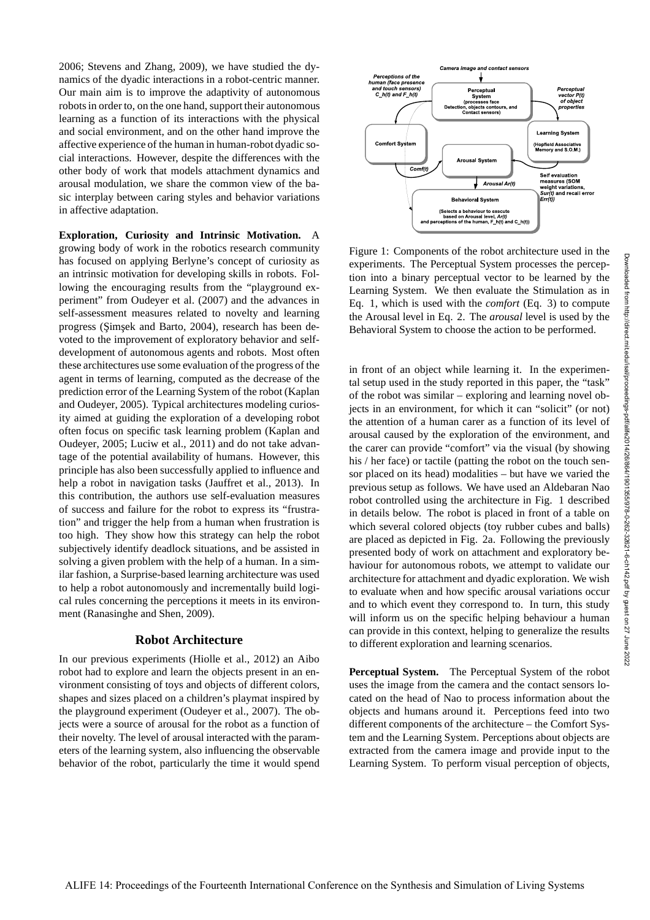2006; Stevens and Zhang, 2009), we have studied the dynamics of the dyadic interactions in a robot-centric manner. Our main aim is to improve the adaptivity of autonomous robots in order to, on the one hand, support their autonomous learning as a function of its interactions with the physical and social environment, and on the other hand improve the affective experience of the human in human-robot dyadic social interactions. However, despite the differences with the other body of work that models attachment dynamics and arousal modulation, we share the common view of the basic interplay between caring styles and behavior variations in affective adaptation.

**Exploration, Curiosity and Intrinsic Motivation.** A growing body of work in the robotics research community has focused on applying Berlyne's concept of curiosity as an intrinsic motivation for developing skills in robots. Following the encouraging results from the "playground experiment" from Oudeyer et al. (2007) and the advances in self-assessment measures related to novelty and learning progress (Şimşek and Barto, 2004), research has been devoted to the improvement of exploratory behavior and self-development of autonomous agents and robots. Most often these architectures use some evaluation of the progress of the agent in terms of learning, computed as the decrease of the prediction error of the Learning System of the robot (Kaplan and Oudeyer, 2005). Typical architectures modeling curiosity aimed at guiding the exploration of a developing robot often focus on specific task learning problem (Kaplan and Oudeyer, 2005; Luciw et al., 2011) and do not take advantage of the potential availability of humans. However, this principle has also been successfully applied to influence and help a robot in navigation tasks (Jauffret et al., 2013). In this contribution, the authors use self-evaluation measures of success and failure for the robot to express its "frustration" and trigger the help from a human when frustration is too high. They show how this strategy can help the robot subjectively identify deadlock situations, and be assisted in solving a given problem with the help of a human. In a similar fashion, a Surprise-based learning architecture was used to help a robot autonomously and incrementally build logical rules concerning the perceptions it meets in its environment (Ranasinghe and Shen, 2009).

## Robot Architecture

In our previous experiments (Hiolle et al., 2012) an Aibo robot had to explore and learn the objects present in an environment consisting of toys and objects of different colors, shapes and sizes placed on a children's playmat inspired by the playground experiment (Oudeyer et al., 2007). The objects were a source of arousal for the robot as a function of their novelty. The level of arousal interacted with the parameters of the learning system, also influencing the observable behavior of the robot, particularly the time it would spend in front of an object while learning it. In the experimental setup used in the study reported in this paper, the "task" of the robot was similar – exploring and learning novel objects in an environment, for which it can "solicit" (or not) the attention of a human carer as a function of its level of arousal caused by the exploration of the environment, and the carer can provide "comfort" via the visual (by showing his / her face) or tactile (patting the robot on the touch sensor placed on its head) modalities – but have we varied the previous setup as follows. We have used an Aldebaran Nao robot controlled using the architecture in Fig. 1 described in details below. The robot is placed in front of a table on which several colored objects (toy rubber cubes and balls) are placed as depicted in Fig. 2a. Following the previously presented body of work on attachment and exploratory behaviour for autonomous robots, we attempt to validate our architecture for attachment and dyadic exploration. We wish to evaluate when and how specific arousal variations occur and to which event they correspond to. In turn, this study will inform us on the specific helping behaviour a human can provide in this context, helping to generalize the results to different exploration and learning scenarios.

Figure 1: Components of the robot architecture used in the experiments. The Perceptual System processes the perception into a binary perceptual vector to be learned by the Learning System. We then evaluate the Stimulation as in Eq. 1, which is used with the *comfort* (Eq. 3) to compute the Arousal level in Eq. 2. The *arousal* level is used by the Behavioral System to choose the action to be performed.

**Perceptual System.** The Perceptual System of the robot uses the image from the camera and the contact sensors located on the head of Nao to process information about the objects and humans around it. Perceptions feed into two different components of the architecture – the Comfort System and the Learning System. Perceptions about objects are extracted from the camera image and provide input to the Learning System. To perform visual perception of objects,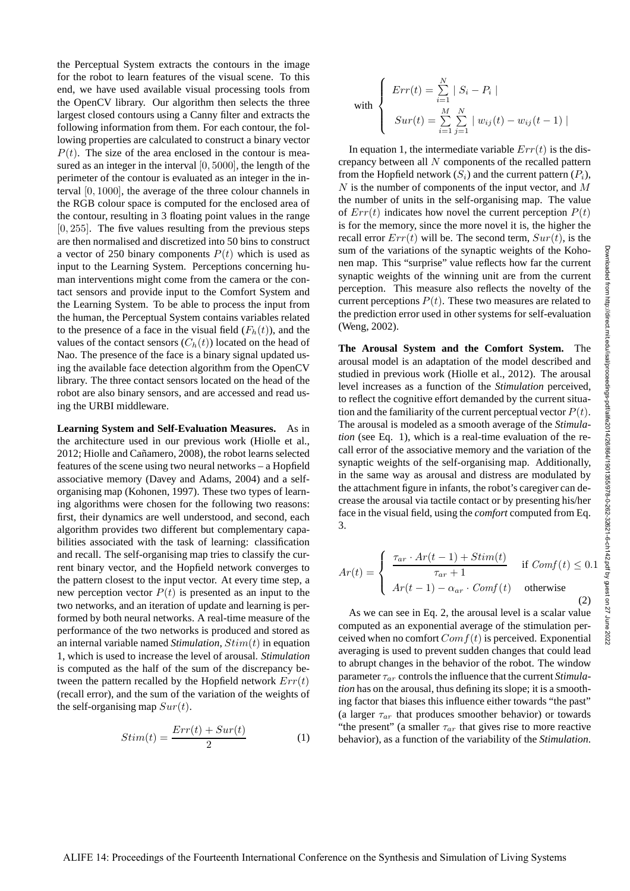the Perceptual System extracts the contours in the image for the robot to learn features of the visual scene. To this end, we have used available visual processing tools from the OpenCV library. Our algorithm then selects the three largest closed contours using a Canny filter and extracts the following information from them. For each contour, the following properties are calculated to construct a binary vector $P(t)$. The size of the area enclosed in the contour is measured as an integer in the interval $[0, 5000]$, the length of the perimeter of the contour is evaluated as an integer in the interval $[0, 1000]$, the average of the three colour channels in the RGB colour space is computed for the enclosed area of the contour, resulting in 3 floating point values in the range $[0, 255]$. The five values resulting from the previous steps are then normalised and discretized into 50 bins to construct a vector of 250 binary components $P(t)$ which is used as input to the Learning System. Perceptions concerning human interventions might come from the camera or the contact sensors and provide input to the Comfort System and the Learning System. To be able to process the input from the human, the Perceptual System contains variables related to the presence of a face in the visual field ($F_h(t)$), and the values of the contact sensors ($C_h(t)$) located on the head of Nao. The presence of the face is a binary signal updated using the available face detection algorithm from the OpenCV library. The three contact sensors located on the head of the robot are also binary sensors, and are accessed and read using the URBI middleware.

**Learning System and Self-Evaluation Measures.** As in the architecture used in our previous work (Hiolle et al., 2012; Hiolle and Cañamero, 2008), the robot learns selected features of the scene using two neural networks – a Hopfield associative memory (Davey and Adams, 2004) and a self-organising map (Kohonen, 1997). These two types of learning algorithms were chosen for the following two reasons: first, their dynamics are well understood, and second, each algorithm provides two different but complementary capabilities associated with the task of learning: classification and recall. The self-organising map tries to classify the current binary vector, and the Hopfield network converges to the pattern closest to the input vector. At every time step, a new perception vector $P(t)$ is presented as an input to the two networks, and an iteration of update and learning is performed by both neural networks. A real-time measure of the performance of the two networks is produced and stored as an internal variable named *Stimulation*, $Stim(t)$ in equation 1, which is used to increase the level of arousal. *Stimulation* is computed as the half of the sum of the discrepancy between the pattern recalled by the Hopfield network $Err(t)$ (recall error), and the sum of the variation of the weights of the self-organising map $Sur(t)$.

$$Stim(t) = \frac{Err(t) + Sur(t)}{2} \tag{1}$$

$$\text{with} \left\{ \begin{array}{l} Err(t) = \sum_{i=1}^{N} \mid S_i - P_i \mid \\ Sur(t) = \sum_{i=1}^{M} \sum_{j=1}^{N} \mid w_{ij}(t) - w_{ij}(t-1) \mid \end{array} \right.$$

In equation 1, the intermediate variable $Err(t)$ is the discrepancy between all $N$ components of the recalled pattern from the Hopfield network ($S_i$) and the current pattern ($P_i$), $N$ is the number of components of the input vector, and $M$ the number of units in the self-organising map. The value of $Err(t)$ indicates how novel the current perception $P(t)$ is for the memory, since the more novel it is, the higher the recall error $Err(t)$ will be. The second term, $Sur(t)$, is the sum of the variations of the synaptic weights of the Kohonen map. This "surprise" value reflects how far the current synaptic weights of the winning unit are from the current perception. This measure also reflects the novelty of the current perceptions $P(t)$. These two measures are related to the prediction error used in other systems for self-evaluation (Weng, 2002).

**The Arousal System and the Comfort System.** The arousal model is an adaptation of the model described and studied in previous work (Hiolle et al., 2012). The arousal level increases as a function of the *Stimulation* perceived, to reflect the cognitive effort demanded by the current situation and the familiarity of the current perceptual vector $P(t)$. The arousal is modeled as a smooth average of the *Stimulation* (see Eq. 1), which is a real-time evaluation of the recall error of the associative memory and the variation of the synaptic weights of the self-organising map. Additionally, in the same way as arousal and distress are modulated by the attachment figure in infants, the robot's caregiver can decrease the arousal via tactile contact or by presenting his/her face in the visual field, using the *comfort* computed from Eq. 3.

$$Ar(t) = \left\{ \begin{array}{ll} \dfrac{\tau_{ar} \cdot Ar(t-1) + Stim(t)}{\tau_{ar} + 1} & \text{if } Comf(t) \leq 0.1 \\ Ar(t-1) - \alpha_{ar} \cdot Comf(t) & \text{otherwise} \end{array} \right. \tag{2}$$

As we can see in Eq. 2, the arousal level is a scalar value computed as an exponential average of the stimulation perceived when no comfort $Comf(t)$ is perceived. Exponential averaging is used to prevent sudden changes that could lead to abrupt changes in the behavior of the robot. The window parameter $\tau_{ar}$ controls the influence that the current *Stimulation* has on the arousal, thus defining its slope; it is a smoothing factor that biases this influence either towards "the past" (a larger $\tau_{ar}$ that produces smoother behavior) or towards "the present" (a smaller $\tau_{ar}$ that gives rise to more reactive behavior), as a function of the variability of the *Stimulation*.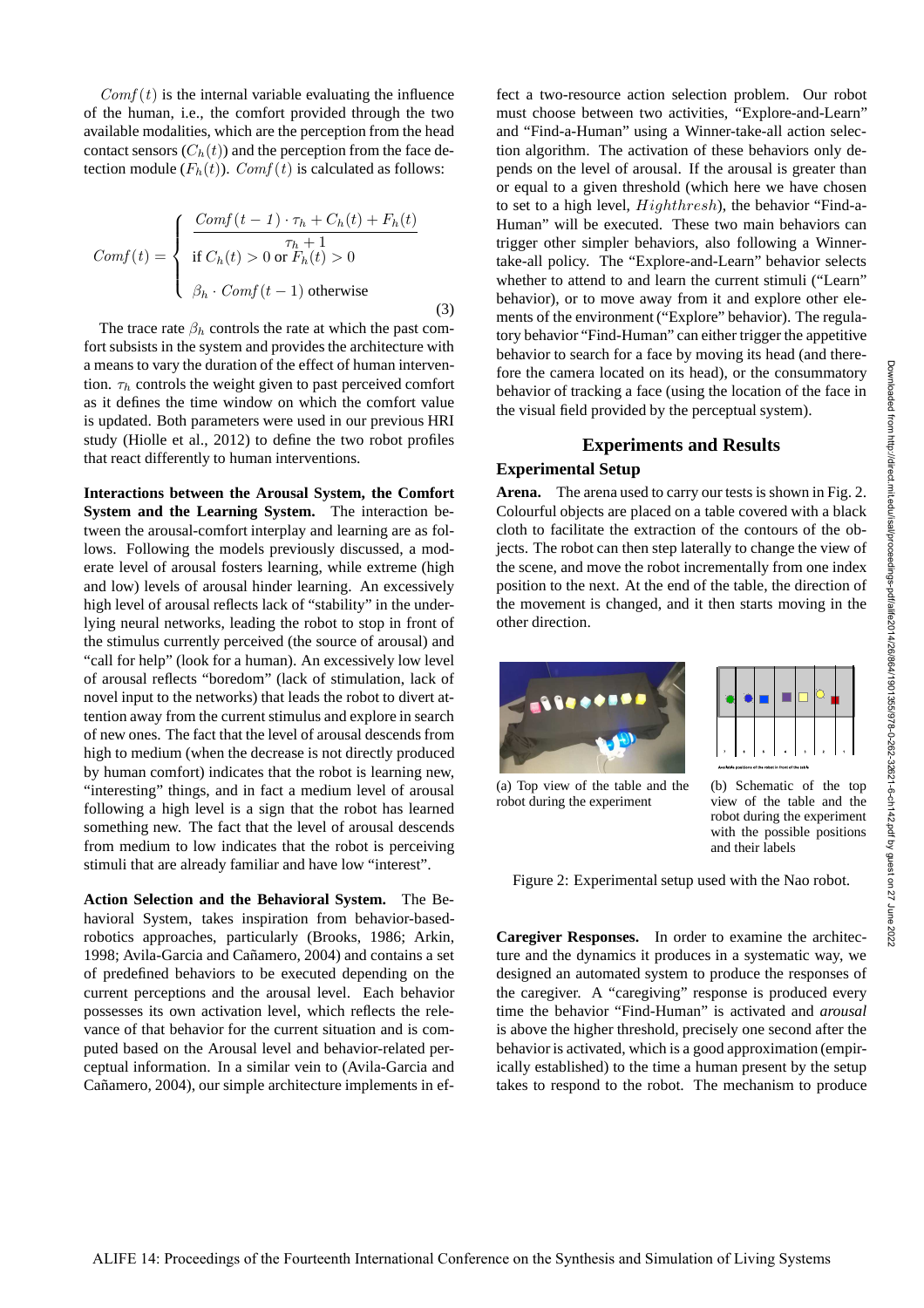$Comf(t)$ is the internal variable evaluating the influence of the human, i.e., the comfort provided through the two available modalities, which are the perception from the head contact sensors ($C_h(t)$) and the perception from the face detection module ($F_h(t)$). $Comf(t)$ is calculated as follows:

$$
Comf(t) = \begin{cases} \dfrac{Comf(t-1) \cdot \tau_h + C_h(t) + F_h(t)}{\tau_h + 1} \\ \text{if } C_h(t) > 0 \text{ or } F_h(t) > 0 \\ \beta_h \cdot Comf(t-1) \text{ otherwise} \end{cases} \tag{3}
$$

The trace rate $\beta_h$ controls the rate at which the past comfort subsists in the system and provides the architecture with a means to vary the duration of the effect of human intervention. $\tau_h$ controls the weight given to past perceived comfort as it defines the time window on which the comfort value is updated. Both parameters were used in our previous HRI study (Hiolle et al., 2012) to define the two robot profiles that react differently to human interventions.

**Interactions between the Arousal System, the Comfort System and the Learning System.** The interaction between the arousal-comfort interplay and learning are as follows. Following the models previously discussed, a moderate level of arousal fosters learning, while extreme (high and low) levels of arousal hinder learning. An excessively high level of arousal reflects lack of "stability" in the underlying neural networks, leading the robot to stop in front of the stimulus currently perceived (the source of arousal) and "call for help" (look for a human). An excessively low level of arousal reflects "boredom" (lack of stimulation, lack of novel input to the networks) that leads the robot to divert attention away from the current stimulus and explore in search of new ones. The fact that the level of arousal descends from high to medium (when the decrease is not directly produced by human comfort) indicates that the robot is learning new, "interesting" things, and in fact a medium level of arousal following a high level is a sign that the robot has learned something new. The fact that the level of arousal descends from medium to low indicates that the robot is perceiving stimuli that are already familiar and have low "interest".

**Action Selection and the Behavioral System.** The Behavioral System, takes inspiration from behavior-based-robotics approaches, particularly (Brooks, 1986; Arkin, 1998; Avila-Garcia and Cañamero, 2004) and contains a set of predefined behaviors to be executed depending on the current perceptions and the arousal level. Each behavior possesses its own activation level, which reflects the relevance of that behavior for the current situation and is computed based on the Arousal level and behavior-related perceptual information. In a similar vein to (Avila-Garcia and Cañamero, 2004), our simple architecture implements in effect a two-resource action selection problem. Our robot must choose between two activities, "Explore-and-Learn" and "Find-a-Human" using a Winner-take-all action selection algorithm. The activation of these behaviors only depends on the level of arousal. If the arousal is greater than or equal to a given threshold (which here we have chosen to set to a high level, $Highthresh$), the behavior "Find-a-Human" will be executed. These two main behaviors can trigger other simpler behaviors, also following a Winner-take-all policy. The "Explore-and-Learn" behavior selects whether to attend to and learn the current stimuli ("Learn" behavior), or to move away from it and explore other elements of the environment ("Explore" behavior). The regulatory behavior "Find-Human" can either trigger the appetitive behavior to search for a face by moving its head (and therefore the camera located on its head), or the consummatory behavior of tracking a face (using the location of the face in the visual field provided by the perceptual system).

## Experiments and Results

### Experimental Setup

**Arena.** The arena used to carry our tests is shown in Fig. 2. Colourful objects are placed on a table covered with a black cloth to facilitate the extraction of the contours of the objects. The robot can then step laterally to change the view of the scene, and move the robot incrementally from one index position to the next. At the end of the table, the direction of the movement is changed, and it then starts moving in the other direction.

(a) Top view of the table and the robot during the experiment

(b) Schematic of the top view of the table and the robot during the experiment with the possible positions and their labels

Figure 2: Experimental setup used with the Nao robot.

**Caregiver Responses.** In order to examine the architecture and the dynamics it produces in a systematic way, we designed an automated system to produce the responses of the caregiver. A "caregiving" response is produced every time the behavior "Find-Human" is activated and *arousal* is above the higher threshold, precisely one second after the behavior is activated, which is a good approximation (empirically established) to the time a human present by the setup takes to respond to the robot. The mechanism to produce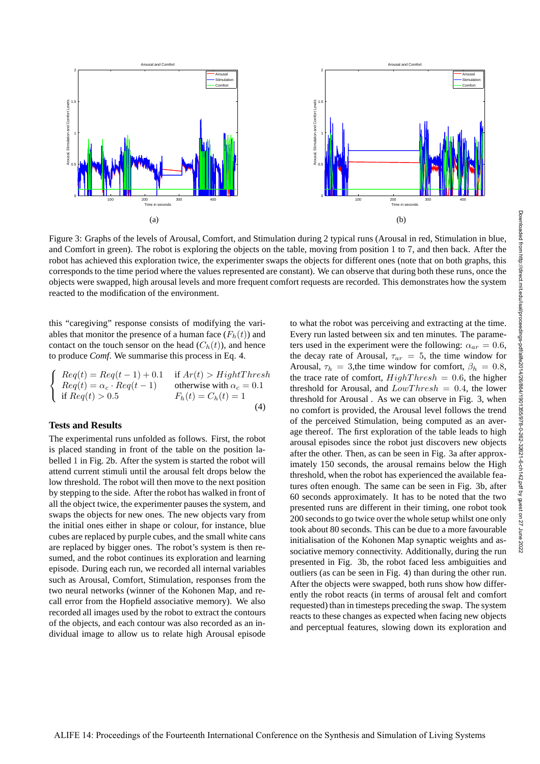Figure 3: Graphs of the levels of Arousal, Comfort, and Stimulation during 2 typical runs (Arousal in red, Stimulation in blue, and Comfort in green). The robot is exploring the objects on the table, moving from position 1 to 7, and then back. After the robot has achieved this exploration twice, the experimenter swaps the objects for different ones (note that on both graphs, this corresponds to the time period where the values represented are constant). We can observe that during both these runs, once the objects were swapped, high arousal levels and more frequent comfort requests are recorded. This demonstrates how the system reacted to the modification of the environment.

this "caregiving" response consists of modifying the variables that monitor the presence of a human face ($F_h(t)$) and contact on the touch sensor on the head ($C_h(t)$), and hence to produce *Comf*. We summarise this process in Eq. 4.

$$
\begin{cases}
Req(t) = Req(t-1) + 0.1 & \text{if } Ar(t) > HightThresh \\
Req(t) = \alpha_c \cdot Req(t-1) & \text{otherwise with } \alpha_c = 0.1 \\
\text{if } Req(t) > 0.5 & F_h(t) = C_h(t) = 1
\end{cases}
\tag{4}
$$

## Tests and Results

The experimental runs unfolded as follows. First, the robot is placed standing in front of the table on the position labelled 1 in Fig. 2b. After the system is started the robot will attend current stimuli until the arousal felt drops below the low threshold. The robot will then move to the next position by stepping to the side. After the robot has walked in front of all the object twice, the experimenter pauses the system, and swaps the objects for new ones. The new objects vary from the initial ones either in shape or colour, for instance, blue cubes are replaced by purple cubes, and the small white cans are replaced by bigger ones. The robot's system is then resumed, and the robot continues its exploration and learning episode. During each run, we recorded all internal variables such as Arousal, Comfort, Stimulation, responses from the two neural networks (winner of the Kohonen Map, and recall error from the Hopfield associative memory). We also recorded all images used by the robot to extract the contours of the objects, and each contour was also recorded as an individual image to allow us to relate high Arousal episode to what the robot was perceiving and extracting at the time. Every run lasted between six and ten minutes. The parameters used in the experiment were the following: $\alpha_{ar} = 0.6$, the decay rate of Arousal, $\tau_{ar} = 5$, the time window for Arousal, $\tau_h = 3$,the time window for comfort, $\beta_h = 0.8$, the trace rate of comfort, $HighThresh = 0.6$, the higher threshold for Arousal, and $LowThresh = 0.4$, the lower threshold for Arousal . As we can observe in Fig. 3, when no comfort is provided, the Arousal level follows the trend of the perceived Stimulation, being computed as an average thereof. The first exploration of the table leads to high arousal episodes since the robot just discovers new objects after the other. Then, as can be seen in Fig. 3a after approximately 150 seconds, the arousal remains below the High threshold, when the robot has experienced the available features often enough. The same can be seen in Fig. 3b, after 60 seconds approximately. It has to be noted that the two presented runs are different in their timing, one robot took 200 seconds to go twice over the whole setup whilst one only took about 80 seconds. This can be due to a more favourable initialisation of the Kohonen Map synaptic weights and associative memory connectivity. Additionally, during the run presented in Fig. 3b, the robot faced less ambiguities and outliers (as can be seen in Fig. 4) than during the other run. After the objects were swapped, both runs show how differently the robot reacts (in terms of arousal felt and comfort requested) than in timesteps preceding the swap. The system reacts to these changes as expected when facing new objects and perceptual features, slowing down its exploration and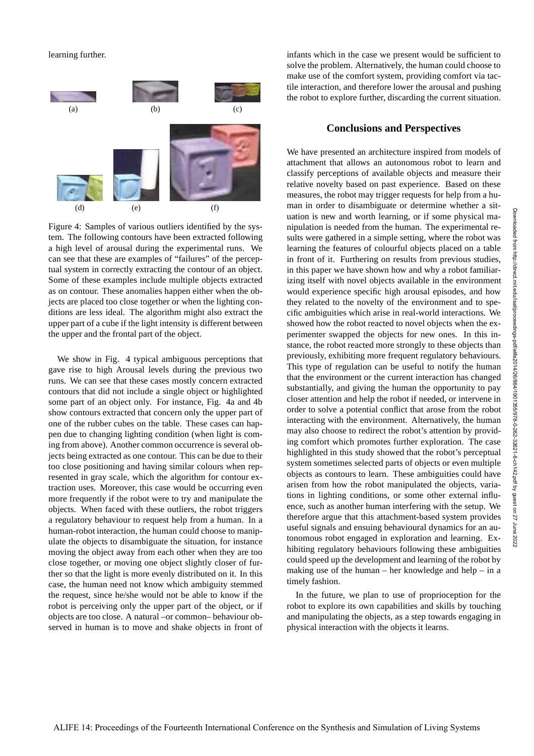learning further.

(a) (b) (c)

(d) (e) (f)

Figure 4: Samples of various outliers identified by the system. The following contours have been extracted following a high level of arousal during the experimental runs. We can see that these are examples of "failures" of the perceptual system in correctly extracting the contour of an object. Some of these examples include multiple objects extracted as on contour. These anomalies happen either when the objects are placed too close together or when the lighting conditions are less ideal. The algorithm might also extract the upper part of a cube if the light intensity is different between the upper and the frontal part of the object.

We show in Fig. 4 typical ambiguous perceptions that gave rise to high Arousal levels during the previous two runs. We can see that these cases mostly concern extracted contours that did not include a single object or highlighted some part of an object only. For instance, Fig. 4a and 4b show contours extracted that concern only the upper part of one of the rubber cubes on the table. These cases can happen due to changing lighting condition (when light is coming from above). Another common occurrence is several objects being extracted as one contour. This can be due to their too close positioning and having similar colours when represented in gray scale, which the algorithm for contour extraction uses. Moreover, this case would be occurring even more frequently if the robot were to try and manipulate the objects. When faced with these outliers, the robot triggers a regulatory behaviour to request help from a human. In a human-robot interaction, the human could choose to manipulate the objects to disambiguate the situation, for instance moving the object away from each other when they are too close together, or moving one object slightly closer of further so that the light is more evenly distributed on it. In this case, the human need not know which ambiguity stemmed the request, since he/she would not be able to know if the robot is perceiving only the upper part of the object, or if objects are too close. A natural –or common– behaviour observed in human is to move and shake objects in front of infants which in the case we present would be sufficient to solve the problem. Alternatively, the human could choose to make use of the comfort system, providing comfort via tactile interaction, and therefore lower the arousal and pushing the robot to explore further, discarding the current situation.

## Conclusions and Perspectives

We have presented an architecture inspired from models of attachment that allows an autonomous robot to learn and classify perceptions of available objects and measure their relative novelty based on past experience. Based on these measures, the robot may trigger requests for help from a human in order to disambiguate or determine whether a situation is new and worth learning, or if some physical manipulation is needed from the human. The experimental results were gathered in a simple setting, where the robot was learning the features of colourful objects placed on a table in front of it. Furthering on results from previous studies, in this paper we have shown how and why a robot familiarizing itself with novel objects available in the environment would experience specific high arousal episodes, and how they related to the novelty of the environment and to specific ambiguities which arise in real-world interactions. We showed how the robot reacted to novel objects when the experimenter swapped the objects for new ones. In this instance, the robot reacted more strongly to these objects than previously, exhibiting more frequent regulatory behaviours. This type of regulation can be useful to notify the human that the environment or the current interaction has changed substantially, and giving the human the opportunity to pay closer attention and help the robot if needed, or intervene in order to solve a potential conflict that arose from the robot interacting with the environment. Alternatively, the human may also choose to redirect the robot's attention by providing comfort which promotes further exploration. The case highlighted in this study showed that the robot's perceptual system sometimes selected parts of objects or even multiple objects as contours to learn. These ambiguities could have arisen from how the robot manipulated the objects, variations in lighting conditions, or some other external influence, such as another human interfering with the setup. We therefore argue that this attachment-based system provides useful signals and ensuing behavioural dynamics for an autonomous robot engaged in exploration and learning. Exhibiting regulatory behaviours following these ambiguities could speed up the development and learning of the robot by making use of the human – her knowledge and help – in a timely fashion.

In the future, we plan to use of proprioception for the robot to explore its own capabilities and skills by touching and manipulating the objects, as a step towards engaging in physical interaction with the objects it learns.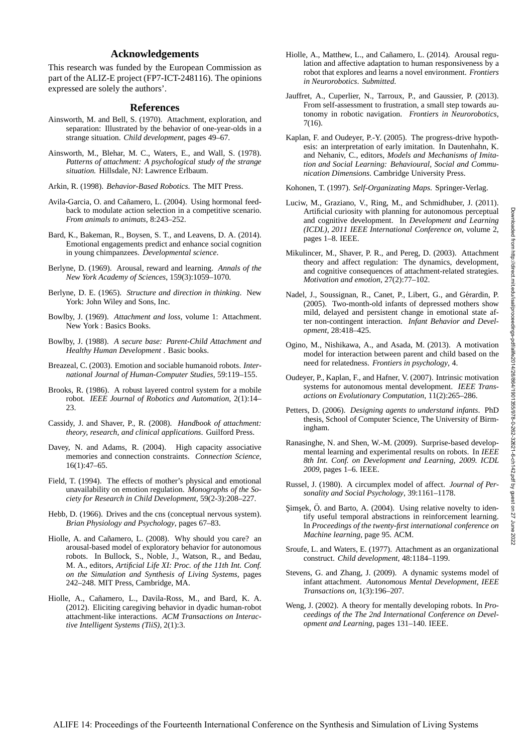## Acknowledgements

This research was funded by the European Commission as part of the ALIZ-E project (FP7-ICT-248116). The opinions expressed are solely the authors'.

## References

Ainsworth, M. and Bell, S. (1970). Attachment, exploration, and separation: Illustrated by the behavior of one-year-olds in a strange situation. *Child development*, pages 49–67.

Ainsworth, M., Blehar, M. C., Waters, E., and Wall, S. (1978). *Patterns of attachment: A psychological study of the strange situation.* Hillsdale, NJ: Lawrence Erlbaum.

Arkin, R. (1998). *Behavior-Based Robotics*. The MIT Press.

Avila-Garcia, O. and Cañamero, L. (2004). Using hormonal feedback to modulate action selection in a competitive scenario. *From animals to animats*, 8:243–252.

Bard, K., Bakeman, R., Boysen, S. T., and Leavens, D. A. (2014). Emotional engagements predict and enhance social cognition in young chimpanzees. *Developmental science*.

Berlyne, D. (1969). Arousal, reward and learning. *Annals of the New York Academy of Sciences*, 159(3):1059–1070.

Berlyne, D. E. (1965). *Structure and direction in thinking*. New York: John Wiley and Sons, Inc.

Bowlby, J. (1969). *Attachment and loss*, volume 1: Attachment. New York : Basics Books.

Bowlby, J. (1988). *A secure base: Parent-Child Attachment and Healthy Human Development* . Basic books.

Breazeal, C. (2003). Emotion and sociable humanoid robots. *International Journal of Human-Computer Studies*, 59:119–155.

Brooks, R. (1986). A robust layered control system for a mobile robot. *IEEE Journal of Robotics and Automation*, 2(1):14–23.

Cassidy, J. and Shaver, P., R. (2008). *Handbook of attachment: theory, research, and clinical applications*. Guilford Press.

Davey, N. and Adams, R. (2004). High capacity associative memories and connection constraints. *Connection Science*, 16(1):47–65.

Field, T. (1994). The effects of mother's physical and emotional unavailability on emotion regulation. *Monographs of the Society for Research in Child Development*, 59(2-3):208–227.

Hebb, D. (1966). Drives and the cns (conceptual nervous system). *Brian Physiology and Psychology*, pages 67–83.

Hiolle, A. and Cañamero, L. (2008). Why should you care? an arousal-based model of exploratory behavior for autonomous robots. In Bullock, S., Noble, J., Watson, R., and Bedau, M. A., editors, *Artificial Life XI: Proc. of the 11th Int. Conf. on the Simulation and Synthesis of Living Systems*, pages 242–248. MIT Press, Cambridge, MA.

Hiolle, A., Cañamero, L., Davila-Ross, M., and Bard, K. A. (2012). Eliciting caregiving behavior in dyadic human-robot attachment-like interactions. *ACM Transactions on Interactive Intelligent Systems (TiiS)*, 2(1):3.

Hiolle, A., Matthew, L., and Cañamero, L. (2014). Arousal regulation and affective adaptation to human responsiveness by a robot that explores and learns a novel environment. *Frontiers in Neurorobotics*. *Submitted.*

Jauffret, A., Cuperlier, N., Tarroux, P., and Gaussier, P. (2013). From self-assessment to frustration, a small step towards autonomy in robotic navigation. *Frontiers in Neurorobotics*, 7(16).

Kaplan, F. and Oudeyer, P.-Y. (2005). The progress-drive hypothesis: an interpretation of early imitation. In Dautenhahn, K. and Nehaniv, C., editors, *Models and Mechanisms of Imitation and Social Learning: Behavioural, Social and Communication Dimensions*. Cambridge University Press.

Kohonen, T. (1997). *Self-Organizating Maps*. Springer-Verlag.

Luciw, M., Graziano, V., Ring, M., and Schmidhuber, J. (2011). Artificial curiosity with planning for autonomous perceptual and cognitive development. In *Development and Learning (ICDL), 2011 IEEE International Conference on*, volume 2, pages 1–8. IEEE.

Mikulincer, M., Shaver, P. R., and Pereg, D. (2003). Attachment theory and affect regulation: The dynamics, development, and cognitive consequences of attachment-related strategies. *Motivation and emotion*, 27(2):77–102.

Nadel, J., Soussignan, R., Canet, P., Libert, G., and Gérardin, P. (2005). Two-month-old infants of depressed mothers show mild, delayed and persistent change in emotional state after non-contingent interaction. *Infant Behavior and Development*, 28:418–425.

Ogino, M., Nishikawa, A., and Asada, M. (2013). A motivation model for interaction between parent and child based on the need for relatedness. *Frontiers in psychology*, 4.

Oudeyer, P., Kaplan, F., and Hafner, V. (2007). Intrinsic motivation systems for autonomous mental development. *IEEE Transactions on Evolutionary Computation*, 11(2):265–286.

Petters, D. (2006). *Designing agents to understand infants*. PhD thesis, School of Computer Science, The University of Birmingham.

Ranasinghe, N. and Shen, W.-M. (2009). Surprise-based developmental learning and experimental results on robots. In *IEEE 8th Int. Conf. on Development and Learning, 2009. ICDL 2009*, pages 1–6. IEEE.

Russel, J. (1980). A circumplex model of affect. *Journal of Personality and Social Psychology*, 39:1161–1178.

Şimşek, Ö. and Barto, A. (2004). Using relative novelty to identify useful temporal abstractions in reinforcement learning. In *Proceedings of the twenty-first international conference on Machine learning*, page 95. ACM.

Sroufe, L. and Waters, E. (1977). Attachment as an organizational construct. *Child development*, 48:1184–1199.

Stevens, G. and Zhang, J. (2009). A dynamic systems model of infant attachment. *Autonomous Mental Development, IEEE Transactions on*, 1(3):196–207.

Weng, J. (2002). A theory for mentally developing robots. In *Proceedings of the The 2nd International Conference on Development and Learning*, pages 131–140. IEEE.